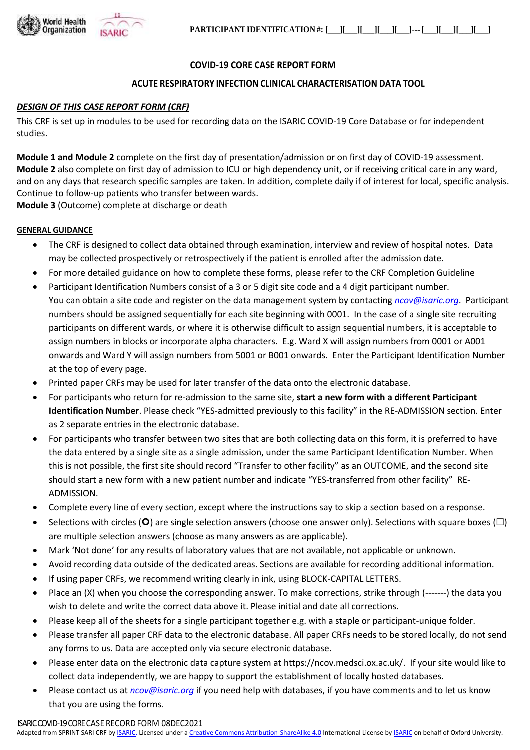PARTICIPANT IDENTIFICATION #: [___][___][___][___][___]--- [___][___][___][___]

# COVID-19 CORE CASE REPORT FORM

## ACUTE RESPIRATORY INFECTION CLINICAL CHARACTERISATION DATA TOOL

***DESIGN OF THIS CASE REPORT FORM (CRF)***

This CRF is set up in modules to be used for recording data on the ISARIC COVID-19 Core Database or for independent studies.

**Module 1 and Module 2** complete on the first day of presentation/admission or on first day of COVID-19 assessment.
**Module 2** also complete on first day of admission to ICU or high dependency unit, or if receiving critical care in any ward, and on any days that research specific samples are taken. In addition, complete daily if of interest for local, specific analysis. Continue to follow-up patients who transfer between wards.
**Module 3** (Outcome) complete at discharge or death

**GENERAL GUIDANCE**

- The CRF is designed to collect data obtained through examination, interview and review of hospital notes. Data may be collected prospectively or retrospectively if the patient is enrolled after the admission date.
- For more detailed guidance on how to complete these forms, please refer to the CRF Completion Guideline
- Participant Identification Numbers consist of a 3 or 5 digit site code and a 4 digit participant number. You can obtain a site code and register on the data management system by contacting *ncov@isaric.org*. Participant numbers should be assigned sequentially for each site beginning with 0001. In the case of a single site recruiting participants on different wards, or where it is otherwise difficult to assign sequential numbers, it is acceptable to assign numbers in blocks or incorporate alpha characters. E.g. Ward X will assign numbers from 0001 or A001 onwards and Ward Y will assign numbers from 5001 or B001 onwards. Enter the Participant Identification Number at the top of every page.
- Printed paper CRFs may be used for later transfer of the data onto the electronic database.
- For participants who return for re-admission to the same site, **start a new form with a different Participant Identification Number**. Please check "YES-admitted previously to this facility" in the RE-ADMISSION section. Enter as 2 separate entries in the electronic database.
- For participants who transfer between two sites that are both collecting data on this form, it is preferred to have the data entered by a single site as a single admission, under the same Participant Identification Number. When this is not possible, the first site should record "Transfer to other facility" as an OUTCOME, and the second site should start a new form with a new patient number and indicate "YES-transferred from other facility" RE-ADMISSION.
- Complete every line of every section, except where the instructions say to skip a section based on a response.
- Selections with circles (**O**) are single selection answers (choose one answer only). Selections with square boxes (☐) are multiple selection answers (choose as many answers as are applicable).
- Mark 'Not done' for any results of laboratory values that are not available, not applicable or unknown.
- Avoid recording data outside of the dedicated areas. Sections are available for recording additional information.
- If using paper CRFs, we recommend writing clearly in ink, using BLOCK-CAPITAL LETTERS.
- Place an (X) when you choose the corresponding answer. To make corrections, strike through (-------) the data you wish to delete and write the correct data above it. Please initial and date all corrections.
- Please keep all of the sheets for a single participant together e.g. with a staple or participant-unique folder.
- Please transfer all paper CRF data to the electronic database. All paper CRFs needs to be stored locally, do not send any forms to us. Data are accepted only via secure electronic database.
- Please enter data on the electronic data capture system at https://ncov.medsci.ox.ac.uk/. If your site would like to collect data independently, we are happy to support the establishment of locally hosted databases.
- Please contact us at *ncov@isaric.org* if you need help with databases, if you have comments and to let us know that you are using the forms.

ISARIC COVID-19 CORE CASE RECORD FORM 08DEC2021
Adapted from SPRINT SARI CRF by ISARIC. Licensed under a Creative Commons Attribution-ShareAlike 4.0 International License by ISARIC on behalf of Oxford University.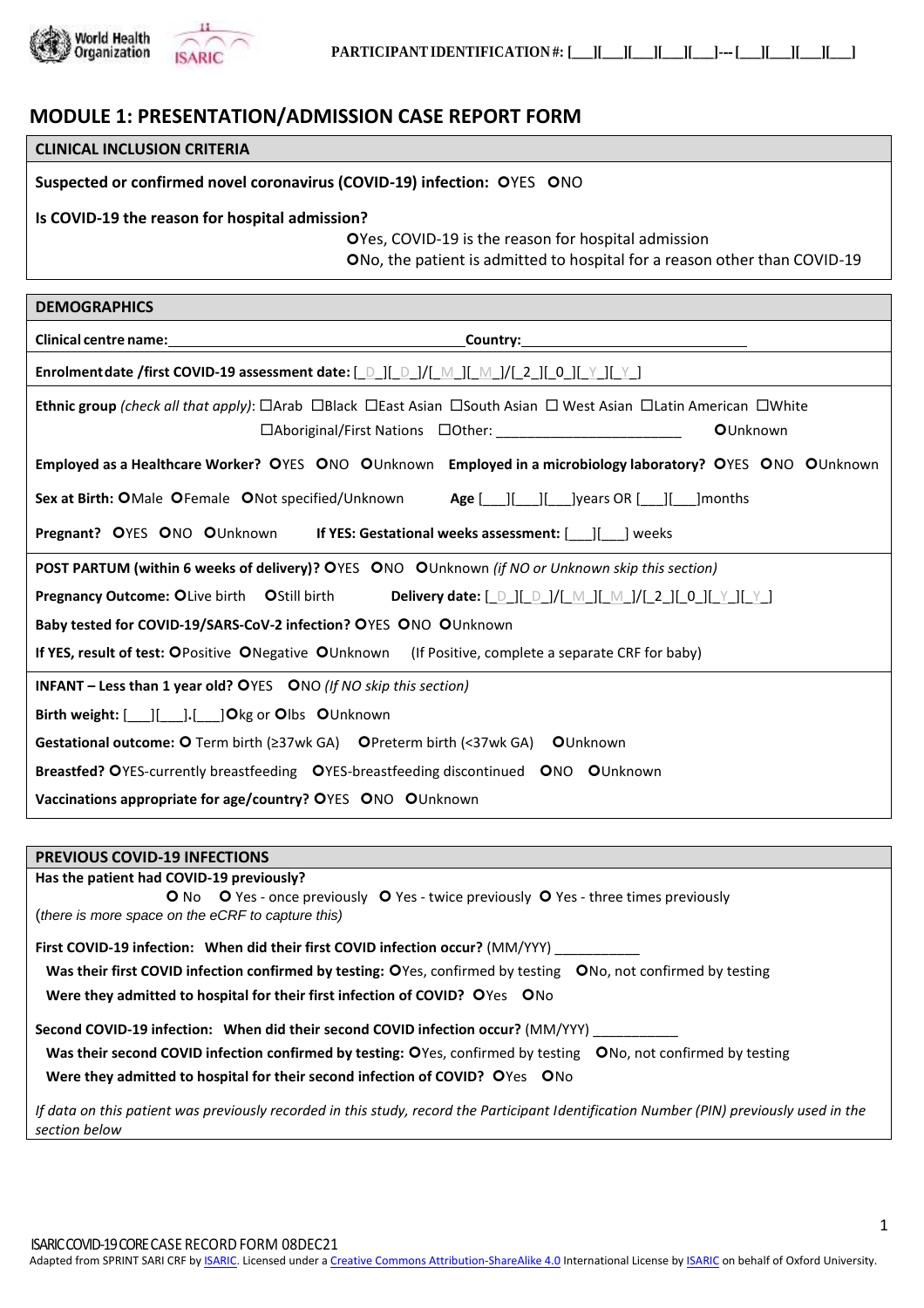**PARTICIPANT IDENTIFICATION #: [___][___][___][___][___]--- [___][___][___][___]**

# MODULE 1: PRESENTATION/ADMISSION CASE REPORT FORM

## CLINICAL INCLUSION CRITERIA

**Suspected or confirmed novel coronavirus (COVID-19) infection:** ○YES ○NO

**Is COVID-19 the reason for hospital admission?**

○Yes, COVID-19 is the reason for hospital admission
○No, the patient is admitted to hospital for a reason other than COVID-19

## DEMOGRAPHICS

**Clinical centre name:**_________________________________________ **Country:**_____________________________

**Enrolment date /first COVID-19 assessment date:** [_D_][_D_]/[_M_][_M_]/[_2_][_0_][_Y_][_Y_]

**Ethnic group** *(check all that apply)*: ☐Arab ☐Black ☐East Asian ☐South Asian ☐ West Asian ☐Latin American ☐White ☐Aboriginal/First Nations ☐Other: _______________________ ○Unknown

**Employed as a Healthcare Worker?** ○YES ○NO ○Unknown **Employed in a microbiology laboratory?** ○YES ○NO ○Unknown

**Sex at Birth:** ○Male ○Female ○Not specified/Unknown **Age** [___][___][___]years OR [___][___]months

**Pregnant?** ○YES ○NO ○Unknown **If YES: Gestational weeks assessment:** [___][___] weeks

**POST PARTUM (within 6 weeks of delivery)?** ○YES ○NO ○Unknown *(if NO or Unknown skip this section)*

**Pregnancy Outcome:** ○Live birth ○Still birth **Delivery date:** [_D_][_D_]/[_M_][_M_]/[_2_][_0_][_Y_][_Y_]

**Baby tested for COVID-19/SARS-CoV-2 infection?** ○YES ○NO ○Unknown

**If YES, result of test:** ○Positive ○Negative ○Unknown (If Positive, complete a separate CRF for baby)

**INFANT – Less than 1 year old?** ○YES ○NO *(If NO skip this section)*

**Birth weight:** [___][___].[___]○kg or ○lbs ○Unknown

**Gestational outcome:** ○ Term birth (≥37wk GA) ○Preterm birth (<37wk GA) ○Unknown

**Breastfed?** ○YES-currently breastfeeding ○YES-breastfeeding discontinued ○NO ○Unknown

**Vaccinations appropriate for age/country?** ○YES ○NO ○Unknown

## PREVIOUS COVID-19 INFECTIONS

**Has the patient had COVID-19 previously?**

○ No ○ Yes - once previously ○ Yes - twice previously ○ Yes - three times previously
(*there is more space on the eCRF to capture this)*

**First COVID-19 infection: When did their first COVID infection occur?** (MM/YYY) ___________

**Was their first COVID infection confirmed by testing:** ○Yes, confirmed by testing ○No, not confirmed by testing

**Were they admitted to hospital for their first infection of COVID?** ○Yes ○No

**Second COVID-19 infection: When did their second COVID infection occur?** (MM/YYY) ___________

**Was their second COVID infection confirmed by testing:** ○Yes, confirmed by testing ○No, not confirmed by testing

**Were they admitted to hospital for their second infection of COVID?** ○Yes ○No

*If data on this patient was previously recorded in this study, record the Participant Identification Number (PIN) previously used in the section below*

ISARIC COVID-19 CORE CASE RECORD FORM 08DEC21
Adapted from SPRINT SARI CRF by ISARIC. Licensed under a Creative Commons Attribution-ShareAlike 4.0 International License by ISARIC on behalf of Oxford University.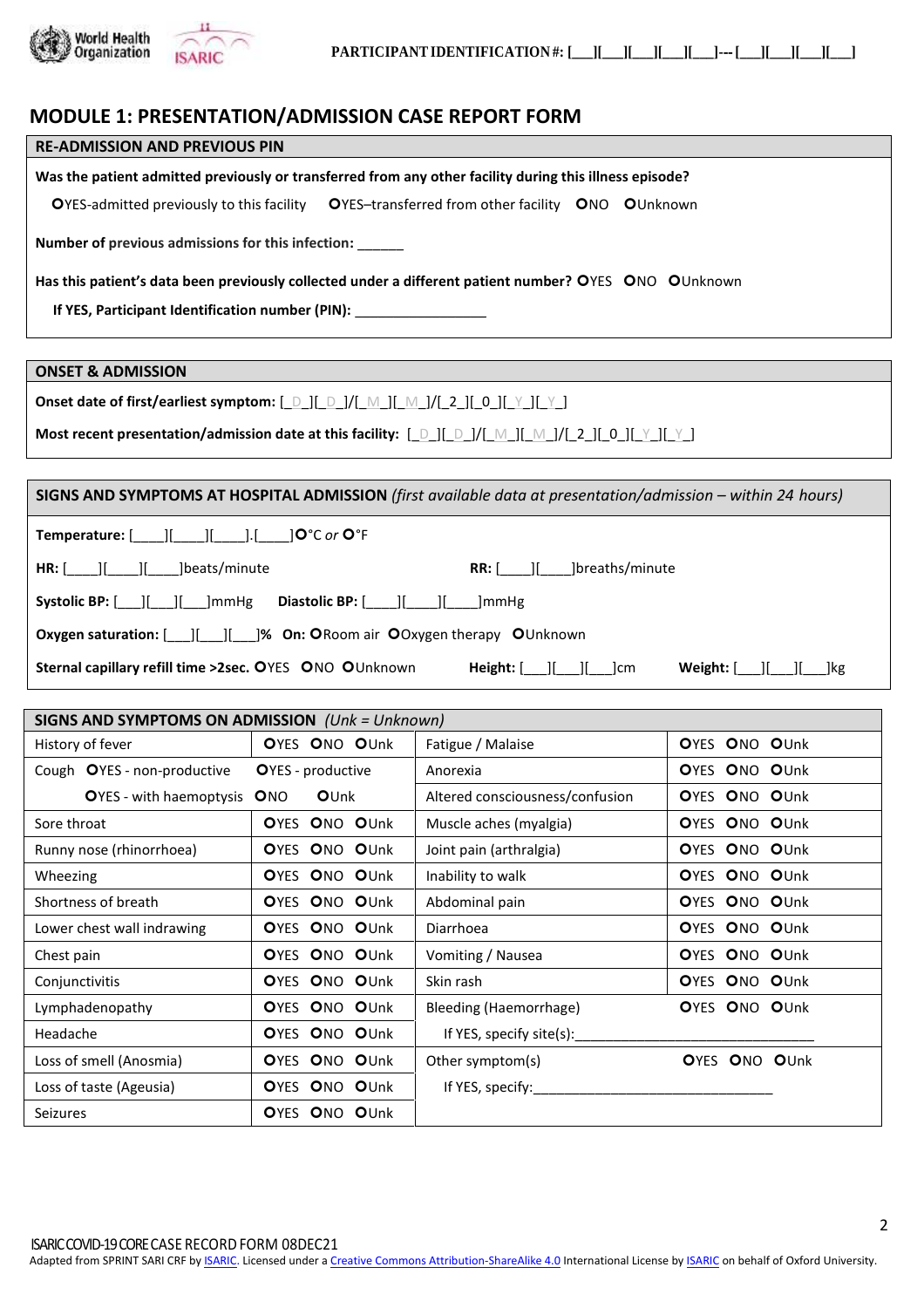PARTICIPANT IDENTIFICATION #: [___][___][___][___][___]--- [___][___][___][___]

# MODULE 1: PRESENTATION/ADMISSION CASE REPORT FORM

## RE-ADMISSION AND PREVIOUS PIN

**Was the patient admitted previously or transferred from any other facility during this illness episode?**

OYES-admitted previously to this facility OYES–transferred from other facility ONO OUnknown

**Number of previous admissions for this infection:** ______

**Has this patient's data been previously collected under a different patient number?** OYES ONO OUnknown

**If YES, Participant Identification number (PIN):** _________________

## ONSET & ADMISSION

**Onset date of first/earliest symptom:** [_D_][_D_]/[_M_][_M_]/[_2_][_0_][_Y_][_Y_]

**Most recent presentation/admission date at this facility:** [_D_][_D_]/[_M_][_M_]/[_2_][_0_][_Y_][_Y_]

## SIGNS AND SYMPTOMS AT HOSPITAL ADMISSION *(first available data at presentation/admission – within 24 hours)*

**Temperature:** [____][____][____].[____]O°C *or* O°F

**HR:** [____][____][____]beats/minute **RR:** [____][____]breaths/minute

**Systolic BP:** [___][___][___]mmHg **Diastolic BP:** [____][____][____]mmHg

**Oxygen saturation:** [___][___][___]% **On:** ORoom air OOxygen therapy OUnknown

**Sternal capillary refill time >2sec.** OYES ONO OUnknown **Height:** [___][___][___]cm **Weight:** [___][___][___]kg

## SIGNS AND SYMPTOMS ON ADMISSION *(Unk = Unknown)*

| | | | |
|---|---|---|---|
| History of fever | OYES ONO OUnk | Fatigue / Malaise | OYES ONO OUnk |
| Cough OYES - non-productive | OYES - productive | Anorexia | OYES ONO OUnk |
| OYES - with haemoptysis | ONO OUnk | Altered consciousness/confusion | OYES ONO OUnk |
| Sore throat | OYES ONO OUnk | Muscle aches (myalgia) | OYES ONO OUnk |
| Runny nose (rhinorrhoea) | OYES ONO OUnk | Joint pain (arthralgia) | OYES ONO OUnk |
| Wheezing | OYES ONO OUnk | Inability to walk | OYES ONO OUnk |
| Shortness of breath | OYES ONO OUnk | Abdominal pain | OYES ONO OUnk |
| Lower chest wall indrawing | OYES ONO OUnk | Diarrhoea | OYES ONO OUnk |
| Chest pain | OYES ONO OUnk | Vomiting / Nausea | OYES ONO OUnk |
| Conjunctivitis | OYES ONO OUnk | Skin rash | OYES ONO OUnk |
| Lymphadenopathy | OYES ONO OUnk | Bleeding (Haemorrhage) | OYES ONO OUnk |
| Headache | OYES ONO OUnk | If YES, specify site(s):_________________________________ | |
| Loss of smell (Anosmia) | OYES ONO OUnk | Other symptom(s) | OYES ONO OUnk |
| Loss of taste (Ageusia) | OYES ONO OUnk | If YES, specify:_______________________________ | |
| Seizures | OYES ONO OUnk | | |

ISARIC COVID-19 CORE CASE RECORD FORM 08DEC21

Adapted from SPRINT SARI CRF by ISARIC. Licensed under a Creative Commons Attribution-ShareAlike 4.0 International License by ISARIC on behalf of Oxford University.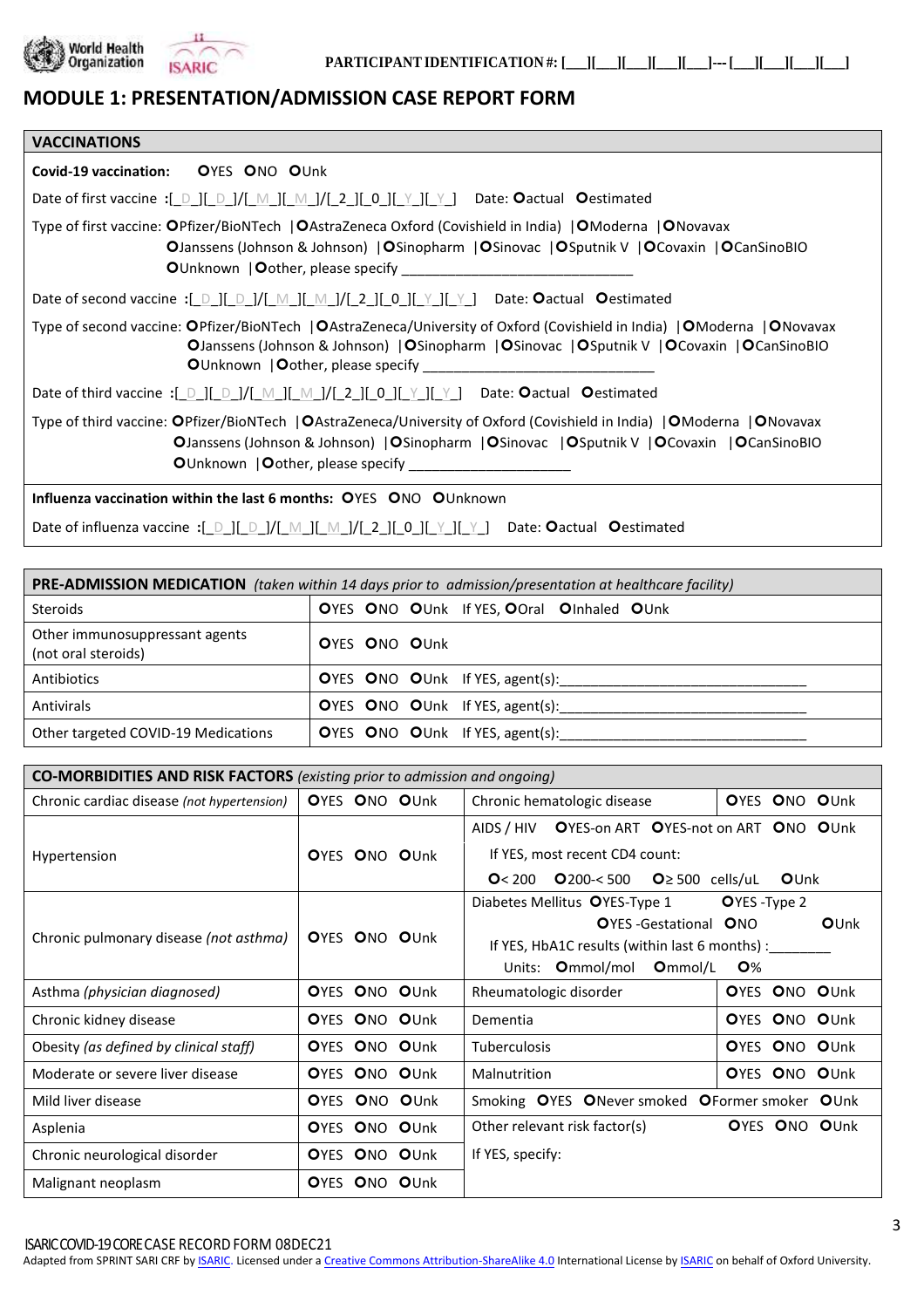PARTICIPANT IDENTIFICATION #: [___][___][___][___][___]---[___][___][___][___]

## MODULE 1: PRESENTATION/ADMISSION CASE REPORT FORM

| VACCINATIONS |
|---|
| **Covid-19 vaccination:** OYES ONO OUnk |
| Date of first vaccine :[_D_][_D_]/[_M_][_M_]/[_2_][_0_][_Y_][_Y_] Date: Oactual Oestimated |
| Type of first vaccine: OPfizer/BioNTech \| OAstraZeneca Oxford (Covishield in India) \| OModerna \| ONovavax OJanssens (Johnson & Johnson) \| OSinopharm \| OSinovac \| OSputnik V \| OCovaxin \| OCanSinoBIO OUnknown \| Oother, please specify ______________________________ |
| Date of second vaccine :[_D_][_D_]/[_M_][_M_]/[_2_][_0_][_Y_][_Y_] Date: Oactual Oestimated |
| Type of second vaccine: OPfizer/BioNTech \| OAstraZeneca/University of Oxford (Covishield in India) \| OModerna \| ONovavax OJanssens (Johnson & Johnson) \| OSinopharm \| OSinovac \| OSputnik V \| OCovaxin \| OCanSinoBIO OUnknown \| Oother, please specify ______________________________ |
| Date of third vaccine :[_D_][_D_]/[_M_][_M_]/[_2_][_0_][_Y_][_Y_] Date: Oactual Oestimated |
| Type of third vaccine: OPfizer/BioNTech \| OAstraZeneca/University of Oxford (Covishield in India) \| OModerna \| ONovavax OJanssens (Johnson & Johnson) \| OSinopharm \| OSinovac \| OSputnik V \| OCovaxin \| OCanSinoBIO OUnknown \| Oother, please specify ____________________ |
| **Influenza vaccination within the last 6 months:** OYES ONO OUnknown |
| Date of influenza vaccine :[_D_][_D_]/[_M_][_M_]/[_2_][_0_][_Y_][_Y_] Date: Oactual Oestimated |

| **PRE-ADMISSION MEDICATION** *(taken within 14 days prior to admission/presentation at healthcare facility)* | |
|---|---|
| Steroids | OYES ONO OUnk If YES, OOral OInhaled OUnk |
| Other immunosuppressant agents (not oral steroids) | OYES ONO OUnk |
| Antibiotics | OYES ONO OUnk If YES, agent(s):______________________________ |
| Antivirals | OYES ONO OUnk If YES, agent(s):______________________________ |
| Other targeted COVID-19 Medications | OYES ONO OUnk If YES, agent(s):______________________________ |

| **CO-MORBIDITIES AND RISK FACTORS** *(existing prior to admission and ongoing)* | | | |
|---|---|---|---|
| Chronic cardiac disease *(not hypertension)* | OYES ONO OUnk | Chronic hematologic disease | OYES ONO OUnk |
| Hypertension | OYES ONO OUnk | AIDS / HIV OYES-on ART OYES-not on ART ONO OUnk<br>If YES, most recent CD4 count:<br>O< 200 O200-< 500 O≥ 500 cells/uL OUnk | |
| Chronic pulmonary disease *(not asthma)* | OYES ONO OUnk | Diabetes Mellitus OYES-Type 1 OYES -Type 2 OYES -Gestational ONO OUnk<br>If YES, HbA1C results (within last 6 months) :________<br>Units: Ommol/mol Ommol/L O% | |
| Asthma *(physician diagnosed)* | OYES ONO OUnk | Rheumatologic disorder | OYES ONO OUnk |
| Chronic kidney disease | OYES ONO OUnk | Dementia | OYES ONO OUnk |
| Obesity *(as defined by clinical staff)* | OYES ONO OUnk | Tuberculosis | OYES ONO OUnk |
| Moderate or severe liver disease | OYES ONO OUnk | Malnutrition | OYES ONO OUnk |
| Mild liver disease | OYES ONO OUnk | Smoking OYES ONever smoked OFormer smoker OUnk | |
| Asplenia | OYES ONO OUnk | Other relevant risk factor(s) | OYES ONO OUnk |
| Chronic neurological disorder | OYES ONO OUnk | If YES, specify: | |
| Malignant neoplasm | OYES ONO OUnk | | |

ISARIC COVID-19 CORE CASE RECORD FORM 08DEC21
Adapted from SPRINT SARI CRF by ISARIC. Licensed under a Creative Commons Attribution-ShareAlike 4.0 International License by ISARIC on behalf of Oxford University.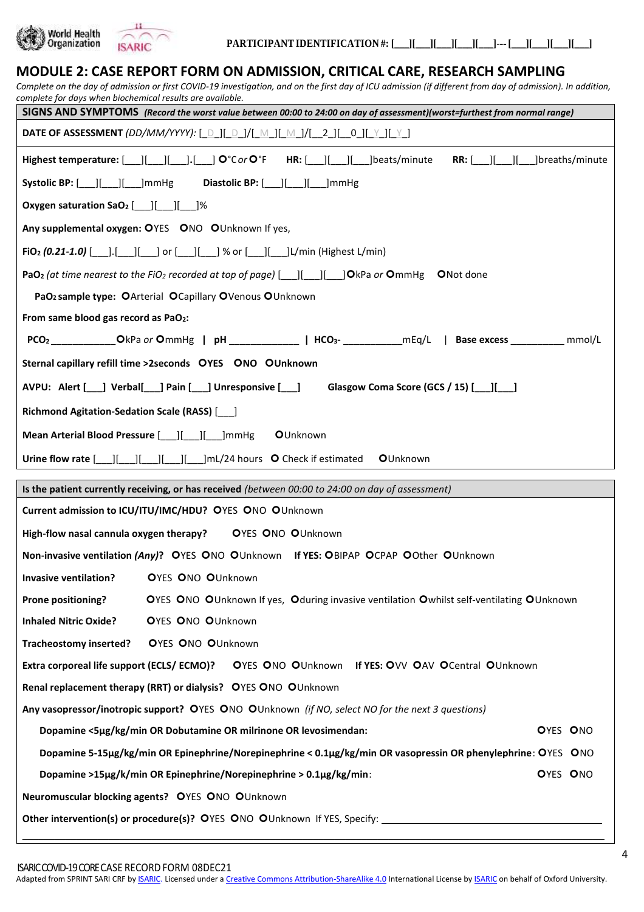PARTICIPANT IDENTIFICATION #: [___][___][___][___][___]---[___][___][___][___]

## MODULE 2: CASE REPORT FORM ON ADMISSION, CRITICAL CARE, RESEARCH SAMPLING

*Complete on the day of admission or first COVID-19 investigation, and on the first day of ICU admission (if different from day of admission). In addition, complete for days when biochemical results are available.*

**SIGNS AND SYMPTOMS** *(Record the worst value between 00:00 to 24:00 on day of assessment)(worst=furthest from normal range)*

**DATE OF ASSESSMENT** *(DD/MM/YYYY):* [_D_][_D_]/[_M_][_M_]/[_2_][_0_][_Y_][_Y_]

**Highest temperature:** [___][___][___].[___] O°C *or* O°F **HR:** [___][___][___]beats/minute **RR:** [___][___][___]breaths/minute

**Systolic BP:** [___][___][___]mmHg **Diastolic BP:** [___][___][___]mmHg

**Oxygen saturation $SaO_2$** [___][___][___]%

**Any supplemental oxygen:** OYES ONO OUnknown If yes,

**$FiO_2$** ***(0.21-1.0)*** [___].[___][___] or [___][___] % or [___][___]L/min (Highest L/min)

**$PaO_2$** *(at time nearest to the $FiO_2$ recorded at top of page)* [___][___][___]OkPa *or* OmmHg ONot done

**$PaO_2$ sample type:** OArterial OCapillary OVenous OUnknown

**From same blood gas record as $PaO_2$:**

**$PCO_2$** ___________OkPa *or* OmmHg | **pH** ____________ | **$HCO_3$-** __________mEq/L | **Base excess** _________ mmol/L

**Sternal capillary refill time >2seconds OYES ONO OUnknown**

**AVPU: Alert [___] Verbal[___] Pain [___] Unresponsive [___] Glasgow Coma Score (GCS / 15) [___][___]**

**Richmond Agitation-Sedation Scale (RASS)** [___]

**Mean Arterial Blood Pressure** [___][___][___]mmHg OUnknown

**Urine flow rate** [___][___][___][___][___]mL/24 hours O Check if estimated OUnknown

**Is the patient currently receiving, or has received** *(between 00:00 to 24:00 on day of assessment)*

**Current admission to ICU/ITU/IMC/HDU?** OYES ONO OUnknown

**High-flow nasal cannula oxygen therapy?** OYES ONO OUnknown

**Non-invasive ventilation** ***(Any)*?** OYES ONO OUnknown **If YES:** OBIPAP OCPAP OOther OUnknown

**Invasive ventilation?** OYES ONO OUnknown

**Prone positioning?** OYES ONO OUnknown If yes, Oduring invasive ventilation Owhilst self-ventilating OUnknown

**Inhaled Nitric Oxide?** OYES ONO OUnknown

**Tracheostomy inserted?** OYES ONO OUnknown

**Extra corporeal life support (ECLS/ ECMO)?** OYES ONO OUnknown **If YES:** OVV OAV OCentral OUnknown

**Renal replacement therapy (RRT) or dialysis?** OYES ONO OUnknown

**Any vasopressor/inotropic support?** OYES ONO OUnknown *(if NO, select NO for the next 3 questions)*

- **Dopamine <5µg/kg/min OR Dobutamine OR milrinone OR levosimendan:** OYES ONO
- **Dopamine 5-15µg/kg/min OR Epinephrine/Norepinephrine < 0.1µg/kg/min OR vasopressin OR phenylephrine:** OYES ONO
- **Dopamine >15µg/k/min OR Epinephrine/Norepinephrine > 0.1µg/kg/min:** OYES ONO

**Neuromuscular blocking agents?** OYES ONO OUnknown

**Other intervention(s) or procedure(s)?** OYES ONO OUnknown If YES, Specify: ______________________________

______________________________________________________________________________

ISARIC COVID-19 CORE CASE RECORD FORM 08DEC21

Adapted from SPRINT SARI CRF by ISARIC. Licensed under a Creative Commons Attribution-ShareAlike 4.0 International License by ISARIC on behalf of Oxford University.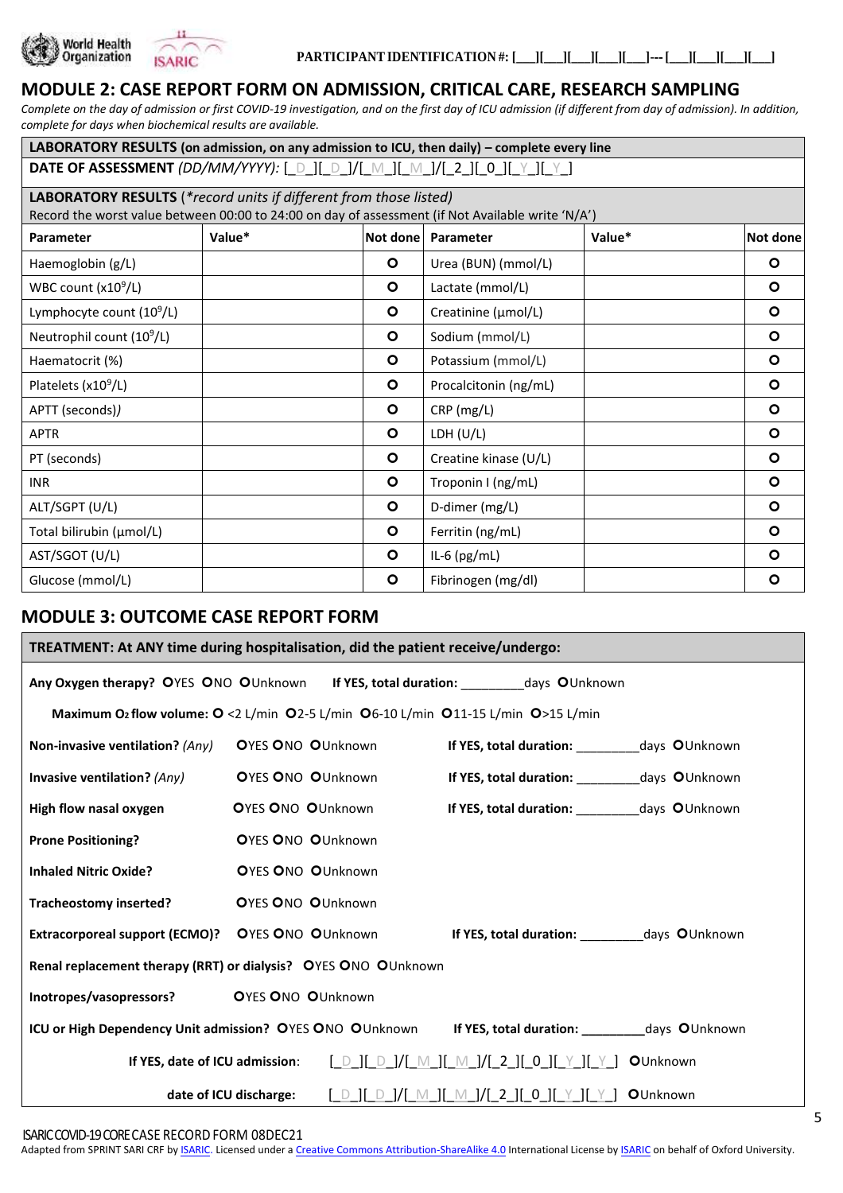PARTICIPANT IDENTIFICATION #: [___][___][___][___][___]---[___][___][___][___]

## MODULE 2: CASE REPORT FORM ON ADMISSION, CRITICAL CARE, RESEARCH SAMPLING

*Complete on the day of admission or first COVID-19 investigation, and on the first day of ICU admission (if different from day of admission). In addition, complete for days when biochemical results are available.*

**LABORATORY RESULTS (on admission, on any admission to ICU, then daily) – complete every line**

**DATE OF ASSESSMENT** *(DD/MM/YYYY):* [_D_][_D_]/[_M_][_M_]/[_2_][_0_][_Y_][_Y_]

**LABORATORY RESULTS** (*\*record units if different from those listed)*
Record the worst value between 00:00 to 24:00 on day of assessment (if Not Available write 'N/A')

| Parameter | Value* | Not done | Parameter | Value* | Not done |
|---|---|---|---|---|---|
| Haemoglobin (g/L) | | O | Urea (BUN) (mmol/L) | | O |
| WBC count ($x10^9$/L) | | O | Lactate (mmol/L) | | O |
| Lymphocyte count ($10^9$/L) | | O | Creatinine (µmol/L) | | O |
| Neutrophil count ($10^9$/L) | | O | Sodium (mmol/L) | | O |
| Haematocrit (%) | | O | Potassium (mmol/L) | | O |
| Platelets ($x10^9$/L) | | O | Procalcitonin (ng/mL) | | O |
| APTT (seconds)*)* | | O | CRP (mg/L) | | O |
| APTR | | O | LDH (U/L) | | O |
| PT (seconds) | | O | Creatine kinase (U/L) | | O |
| INR | | O | Troponin I (ng/mL) | | O |
| ALT/SGPT (U/L) | | O | D-dimer (mg/L) | | O |
| Total bilirubin (µmol/L) | | O | Ferritin (ng/mL) | | O |
| AST/SGOT (U/L) | | O | IL-6 (pg/mL) | | O |
| Glucose (mmol/L) | | O | Fibrinogen (mg/dl) | | O |

## MODULE 3: OUTCOME CASE REPORT FORM

**TREATMENT: At ANY time during hospitalisation, did the patient receive/undergo:**

**Any Oxygen therapy?** OYES ONO OUnknown **If YES, total duration:** _________days OUnknown

**Maximum $O_2$ flow volume:** O <2 L/min O2-5 L/min O6-10 L/min O11-15 L/min O>15 L/min

**Non-invasive ventilation?** *(Any)* OYES ONO OUnknown **If YES, total duration:** _________days OUnknown

**Invasive ventilation?** *(Any)* OYES ONO OUnknown **If YES, total duration:** _________days OUnknown

**High flow nasal oxygen** OYES ONO OUnknown **If YES, total duration:** _________days OUnknown

**Prone Positioning?** OYES ONO OUnknown

**Inhaled Nitric Oxide?** OYES ONO OUnknown

**Tracheostomy inserted?** OYES ONO OUnknown

**Extracorporeal support (ECMO)?** OYES ONO OUnknown **If YES, total duration:** _________days OUnknown

**Renal replacement therapy (RRT) or dialysis?** OYES ONO OUnknown

**Inotropes/vasopressors?** OYES ONO OUnknown

**ICU or High Dependency Unit admission?** OYES ONO OUnknown **If YES, total duration:** _________days OUnknown

**If YES, date of ICU admission**: [_D_][_D_]/[_M_][_M_]/[_2_][_0_][_Y_][_Y_] OUnknown

**date of ICU discharge:** [_D_][_D_]/[_M_][_M_]/[_2_][_0_][_Y_][_Y_] OUnknown

ISARIC COVID-19 CORE CASE RECORD FORM 08DEC21
Adapted from SPRINT SARI CRF by ISARIC. Licensed under a Creative Commons Attribution-ShareAlike 4.0 International License by ISARIC on behalf of Oxford University.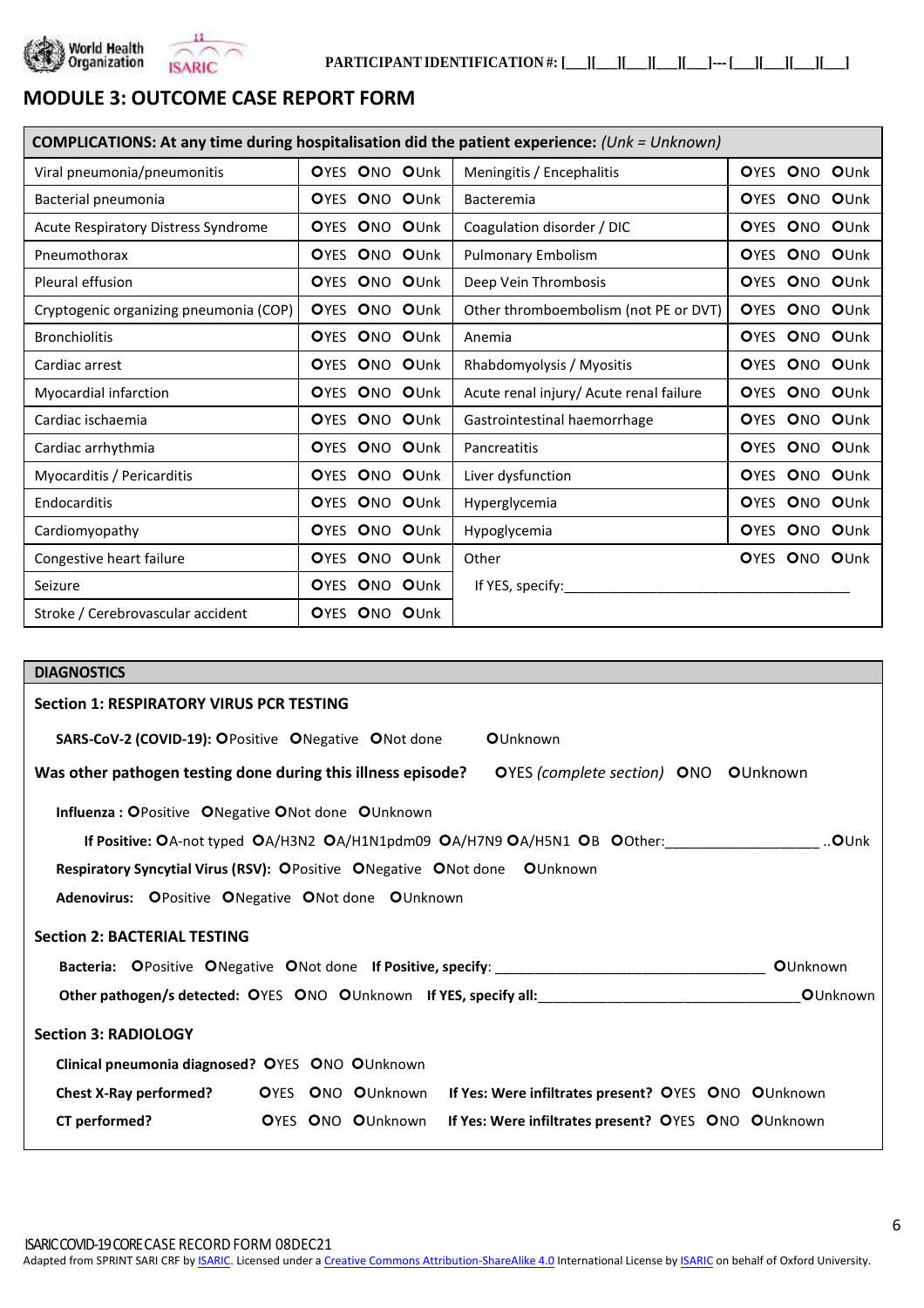PARTICIPANT IDENTIFICATION #: [___][___][___][___][___]---[___][___][___][___]

# MODULE 3: OUTCOME CASE REPORT FORM

| **COMPLICATIONS: At any time during hospitalisation did the patient experience:** *(Unk = Unknown)* | | | |
|---|---|---|---|
| Viral pneumonia/pneumonitis | OYES ONO OUnk | Meningitis / Encephalitis | OYES ONO OUnk |
| Bacterial pneumonia | OYES ONO OUnk | Bacteremia | OYES ONO OUnk |
| Acute Respiratory Distress Syndrome | OYES ONO OUnk | Coagulation disorder / DIC | OYES ONO OUnk |
| Pneumothorax | OYES ONO OUnk | Pulmonary Embolism | OYES ONO OUnk |
| Pleural effusion | OYES ONO OUnk | Deep Vein Thrombosis | OYES ONO OUnk |
| Cryptogenic organizing pneumonia (COP) | OYES ONO OUnk | Other thromboembolism (not PE or DVT) | OYES ONO OUnk |
| Bronchiolitis | OYES ONO OUnk | Anemia | OYES ONO OUnk |
| Cardiac arrest | OYES ONO OUnk | Rhabdomyolysis / Myositis | OYES ONO OUnk |
| Myocardial infarction | OYES ONO OUnk | Acute renal injury/ Acute renal failure | OYES ONO OUnk |
| Cardiac ischaemia | OYES ONO OUnk | Gastrointestinal haemorrhage | OYES ONO OUnk |
| Cardiac arrhythmia | OYES ONO OUnk | Pancreatitis | OYES ONO OUnk |
| Myocarditis / Pericarditis | OYES ONO OUnk | Liver dysfunction | OYES ONO OUnk |
| Endocarditis | OYES ONO OUnk | Hyperglycemia | OYES ONO OUnk |
| Cardiomyopathy | OYES ONO OUnk | Hypoglycemia | OYES ONO OUnk |
| Congestive heart failure | OYES ONO OUnk | Other | OYES ONO OUnk |
| Seizure | OYES ONO OUnk | If YES, specify:___________________________________ | |
| Stroke / Cerebrovascular accident | OYES ONO OUnk | | |

## DIAGNOSTICS

**Section 1: RESPIRATORY VIRUS PCR TESTING**

**SARS-CoV-2 (COVID-19):** OPositive ONegative ONot done OUnknown

**Was other pathogen testing done during this illness episode?** OYES *(complete section)* ONO OUnknown

**Influenza :** OPositive ONegative ONot done OUnknown

**If Positive:** OA-not typed OA/H3N2 OA/H1N1pdm09 OA/H7N9 OA/H5N1 OB OOther:___________________ ..OUnk

**Respiratory Syncytial Virus (RSV):** OPositive ONegative ONot done OUnknown

**Adenovirus:** OPositive ONegative ONot done OUnknown

**Section 2: BACTERIAL TESTING**

**Bacteria:** OPositive ONegative ONot done **If Positive, specify**: __________________________________ OUnknown

**Other pathogen/s detected:** OYES ONO OUnknown **If YES, specify all:**_________________________________ OUnknown

**Section 3: RADIOLOGY**

**Clinical pneumonia diagnosed?** OYES ONO OUnknown

**Chest X-Ray performed?** OYES ONO OUnknown **If Yes: Were infiltrates present?** OYES ONO OUnknown

**CT performed?** OYES ONO OUnknown **If Yes: Were infiltrates present?** OYES ONO OUnknown

ISARIC COVID-19 CORE CASE RECORD FORM 08DEC21

Adapted from SPRINT SARI CRF by ISARIC. Licensed under a Creative Commons Attribution-ShareAlike 4.0 International License by ISARIC on behalf of Oxford University.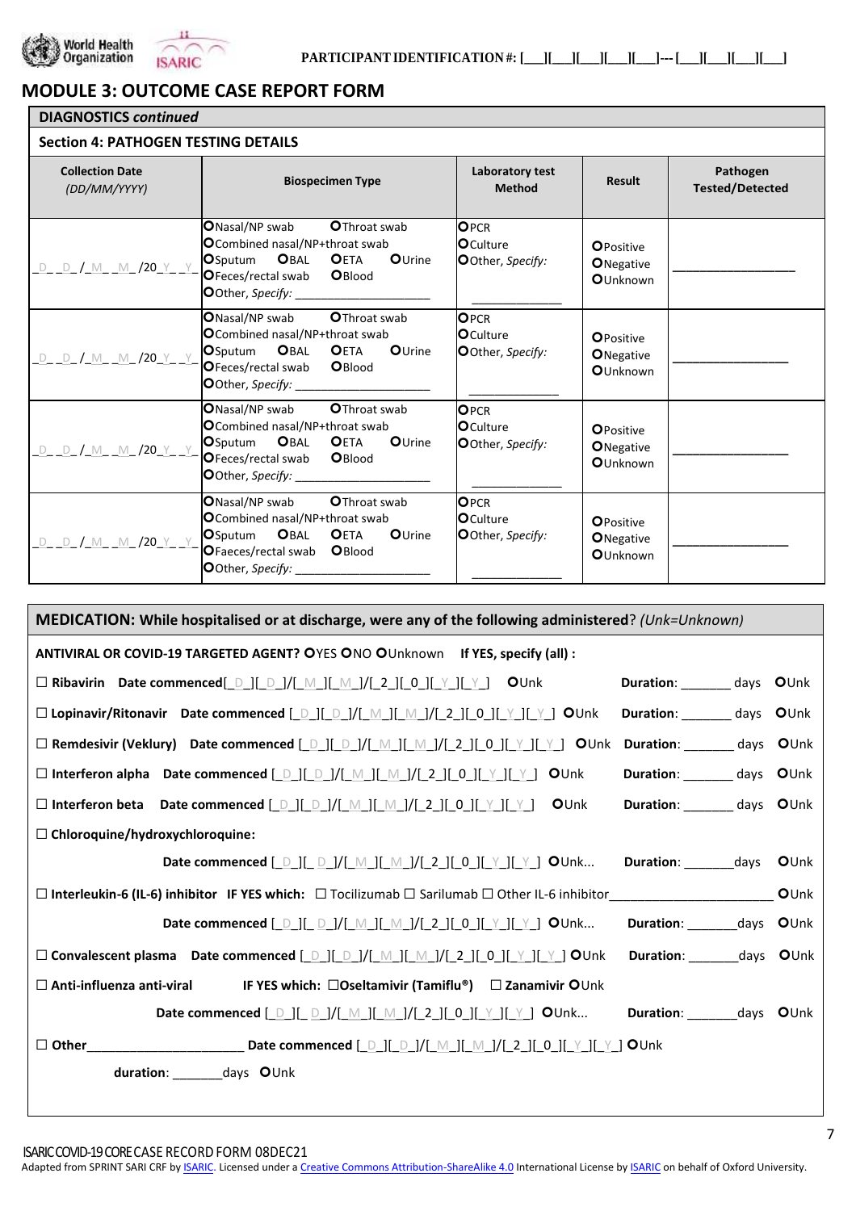PARTICIPANT IDENTIFICATION #: [___][___][___][___][___]---[___][___][___][___]

# MODULE 3: OUTCOME CASE REPORT FORM

## DIAGNOSTICS *continued*

### Section 4: PATHOGEN TESTING DETAILS

| Collection Date *(DD/MM/YYYY)* | Biospecimen Type | Laboratory test Method | Result | Pathogen Tested/Detected |
|---|---|---|---|---|
| _D_ _D_ /_M_ _M_ /20_Y_ _Y_ | O Nasal/NP swab O Throat swab O Combined nasal/NP+throat swab O Sputum O BAL O ETA O Urine O Feces/rectal swab O Blood O Other, *Specify:* ___________ | O PCR O Culture O Other, *Specify:* ___________ | O Positive O Negative O Unknown | ___________ |
| _D_ _D_ /_M_ _M_ /20_Y_ _Y_ | O Nasal/NP swab O Throat swab O Combined nasal/NP+throat swab O Sputum O BAL O ETA O Urine O Feces/rectal swab O Blood O Other, *Specify:* ___________ | O PCR O Culture O Other, *Specify:* ___________ | O Positive O Negative O Unknown | ___________ |
| _D_ _D_ /_M_ _M_ /20_Y_ _Y_ | O Nasal/NP swab O Throat swab O Combined nasal/NP+throat swab O Sputum O BAL O ETA O Urine O Feces/rectal swab O Blood O Other, *Specify:* ___________ | O PCR O Culture O Other, *Specify:* ___________ | O Positive O Negative O Unknown | ___________ |
| _D_ _D_ /_M_ _M_ /20_Y_ _Y_ | O Nasal/NP swab O Throat swab O Combined nasal/NP+throat swab O Sputum O BAL O ETA O Urine O Faeces/rectal swab O Blood O Other, *Specify:* ___________ | O PCR O Culture O Other, *Specify:* ___________ | O Positive O Negative O Unknown | ___________ |

## MEDICATION: While hospitalised or at discharge, were any of the following administered? *(Unk=Unknown)*

**ANTIVIRAL OR COVID-19 TARGETED AGENT?** O YES O NO O Unknown **If YES, specify (all) :**

☐ **Ribavirin** **Date commenced**[_D_][_D_]/[_M_][_M_]/[_2_][_0_][_Y_][_Y_] O Unk **Duration**: _______ days O Unk

☐ **Lopinavir/Ritonavir** **Date commenced** [_D_][_D_]/[_M_][_M_]/[_2_][_0_][_Y_][_Y_] O Unk **Duration**: _______ days O Unk

☐ **Remdesivir (Veklury)** **Date commenced** [_D_][_D_]/[_M_][_M_]/[_2_][_0_][_Y_][_Y_] O Unk **Duration**: _______ days O Unk

☐ **Interferon alpha** **Date commenced** [_D_][_D_]/[_M_][_M_]/[_2_][_0_][_Y_][_Y_] O Unk **Duration**: _______ days O Unk

☐ **Interferon beta** **Date commenced** [_D_][_D_]/[_M_][_M_]/[_2_][_0_][_Y_][_Y_] O Unk **Duration**: _______ days O Unk

☐ **Chloroquine/hydroxychloroquine:**

**Date commenced** [_D_][_D_]/[_M_][_M_]/[_2_][_0_][_Y_][_Y_] O Unk... **Duration**: _______days O Unk

☐ **Interleukin-6 (IL-6) inhibitor** **IF YES which:** ☐ Tocilizumab ☐ Sarilumab ☐ Other IL-6 inhibitor_____________________ O Unk

**Date commenced** [_D_][_D_]/[_M_][_M_]/[_2_][_0_][_Y_][_Y_] O Unk... **Duration**: _______days O Unk

☐ **Convalescent plasma** **Date commenced** [_D_][_D_]/[_M_][_M_]/[_2_][_0_][_Y_][_Y_] O Unk **Duration**: _______days O Unk

☐ **Anti-influenza anti-viral** **IF YES which:** ☐ **Oseltamivir (Tamiflu®)** ☐ **Zanamivir** O Unk

**Date commenced** [_D_][_D_]/[_M_][_M_]/[_2_][_0_][_Y_][_Y_] O Unk... **Duration**: _______days O Unk

☐ **Other**_____________________ **Date commenced** [_D_][_D_]/[_M_][_M_]/[_2_][_0_][_Y_][_Y_] O Unk

**duration**: _______days O Unk

ISARIC COVID-19 CORE CASE RECORD FORM 08DEC21

Adapted from SPRINT SARI CRF by ISARIC. Licensed under a Creative Commons Attribution-ShareAlike 4.0 International License by ISARIC on behalf of Oxford University.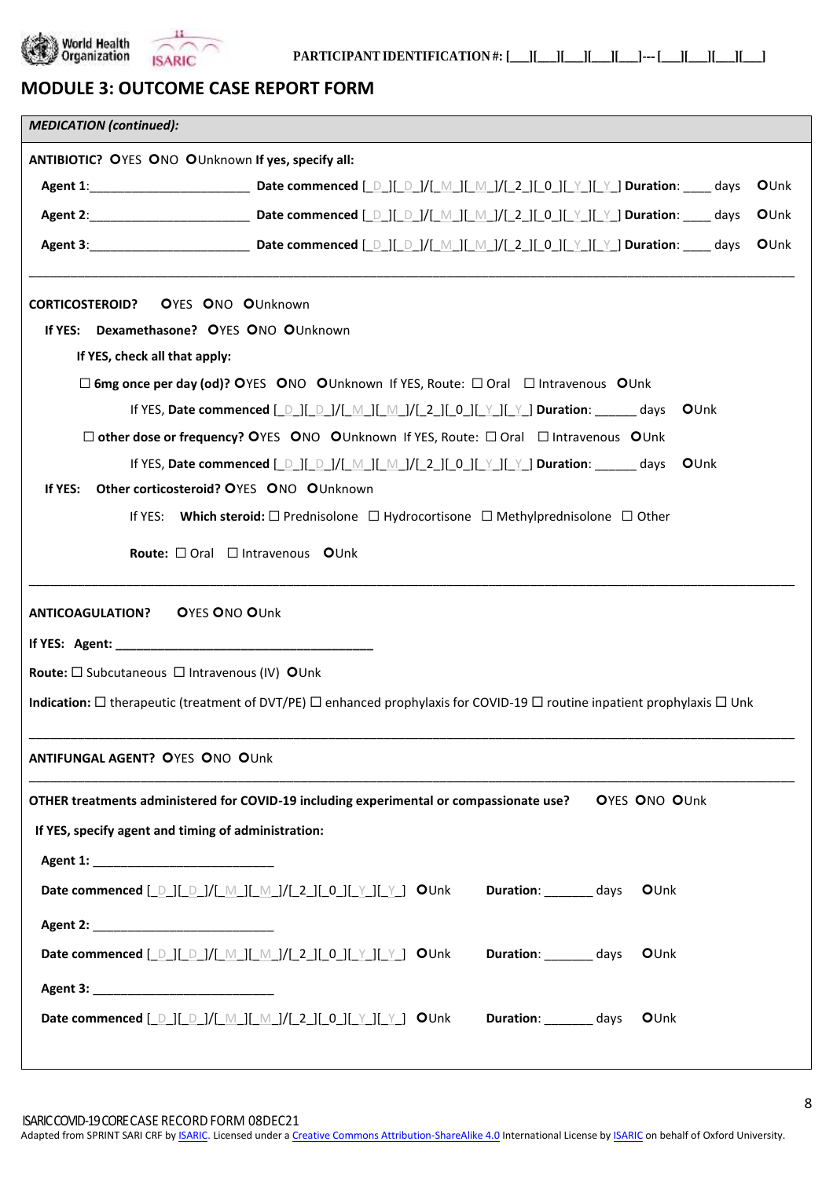PARTICIPANT IDENTIFICATION #: [___][___][___][___][___]---[___][___][___][___]

## MODULE 3: OUTCOME CASE REPORT FORM

***MEDICATION (continued):***

**ANTIBIOTIC?** ○YES ○NO ○Unknown **If yes, specify all:**

**Agent 1**:______________________ **Date commenced** [_D_][_D_]/[_M_][_M_]/[_2_][_0_][_Y_][_Y_] **Duration**: ____ days ○Unk

**Agent 2**:______________________ **Date commenced** [_D_][_D_]/[_M_][_M_]/[_2_][_0_][_Y_][_Y_] **Duration**: ____ days ○Unk

**Agent 3**:______________________ **Date commenced** [_D_][_D_]/[_M_][_M_]/[_2_][_0_][_Y_][_Y_] **Duration**: ____ days ○Unk

---

**CORTICOSTEROID?** ○YES ○NO ○Unknown

**If YES: Dexamethasone?** ○YES ○NO ○Unknown

**If YES, check all that apply:**

☐ **6mg once per day (od)?** ○YES ○NO ○Unknown If YES, Route: ☐ Oral ☐ Intravenous ○Unk

If YES, **Date commenced** [_D_][_D_]/[_M_][_M_]/[_2_][_0_][_Y_][_Y_] **Duration**: ______ days ○Unk

☐ **other dose or frequency?** ○YES ○NO ○Unknown If YES, Route: ☐ Oral ☐ Intravenous ○Unk

If YES, **Date commenced** [_D_][_D_]/[_M_][_M_]/[_2_][_0_][_Y_][_Y_] **Duration**: ______ days ○Unk

**If YES: Other corticosteroid?** ○YES ○NO ○Unknown

If YES: **Which steroid:** ☐ Prednisolone ☐ Hydrocortisone ☐ Methylprednisolone ☐ Other

**Route:** ☐ Oral ☐ Intravenous ○Unk

---

**ANTICOAGULATION?** ○YES ○NO ○Unk

**If YES: Agent:** ___________________________________

**Route:** ☐ Subcutaneous ☐ Intravenous (IV) ○Unk

**Indication:** ☐ therapeutic (treatment of DVT/PE) ☐ enhanced prophylaxis for COVID-19 ☐ routine inpatient prophylaxis ☐ Unk

---

**ANTIFUNGAL AGENT?** ○YES ○NO ○Unk

---

**OTHER treatments administered for COVID-19 including experimental or compassionate use?** ○YES ○NO ○Unk

**If YES, specify agent and timing of administration:**

**Agent 1:** _________________________

**Date commenced** [_D_][_D_]/[_M_][_M_]/[_2_][_0_][_Y_][_Y_] ○Unk **Duration**: _______ days ○Unk

**Agent 2:** _________________________

**Date commenced** [_D_][_D_]/[_M_][_M_]/[_2_][_0_][_Y_][_Y_] ○Unk **Duration**: _______ days ○Unk

**Agent 3:** _________________________

**Date commenced** [_D_][_D_]/[_M_][_M_]/[_2_][_0_][_Y_][_Y_] ○Unk **Duration**: _______ days ○Unk

ISARIC COVID-19 CORE CASE RECORD FORM 08DEC21
Adapted from SPRINT SARI CRF by ISARIC. Licensed under a Creative Commons Attribution-ShareAlike 4.0 International License by ISARIC on behalf of Oxford University.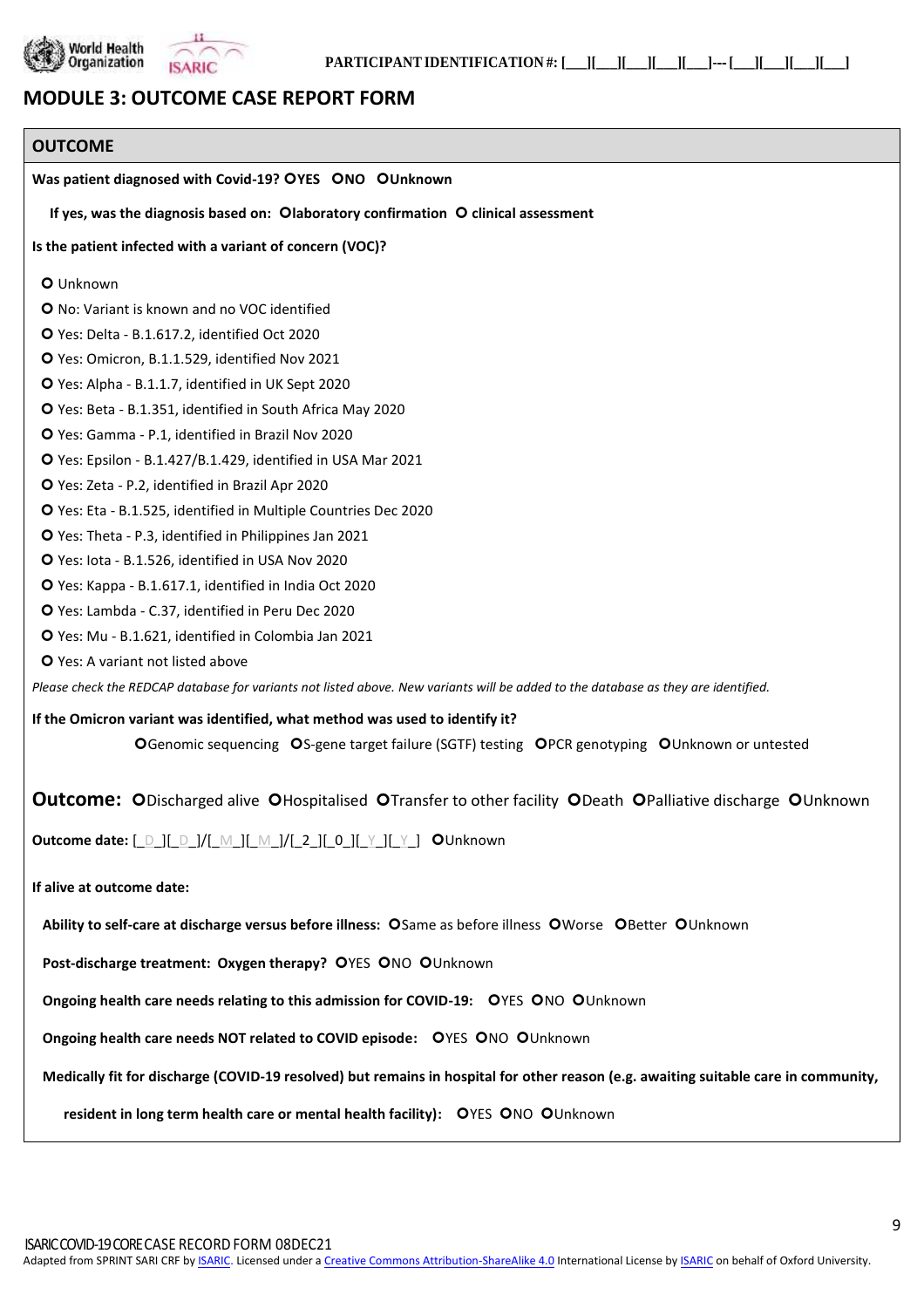PARTICIPANT IDENTIFICATION #: [___][___][___][___][___]--- [___][___][___][___]

## MODULE 3: OUTCOME CASE REPORT FORM

### OUTCOME

**Was patient diagnosed with Covid-19?** ○YES ○NO ○Unknown

**If yes, was the diagnosis based on:** ○laboratory confirmation ○ clinical assessment

**Is the patient infected with a variant of concern (VOC)?**

- ○ Unknown
- ○ No: Variant is known and no VOC identified
- ○ Yes: Delta - B.1.617.2, identified Oct 2020
- ○ Yes: Omicron, B.1.1.529, identified Nov 2021
- ○ Yes: Alpha - B.1.1.7, identified in UK Sept 2020
- ○ Yes: Beta - B.1.351, identified in South Africa May 2020
- ○ Yes: Gamma - P.1, identified in Brazil Nov 2020
- ○ Yes: Epsilon - B.1.427/B.1.429, identified in USA Mar 2021
- ○ Yes: Zeta - P.2, identified in Brazil Apr 2020
- ○ Yes: Eta - B.1.525, identified in Multiple Countries Dec 2020
- ○ Yes: Theta - P.3, identified in Philippines Jan 2021
- ○ Yes: Iota - B.1.526, identified in USA Nov 2020
- ○ Yes: Kappa - B.1.617.1, identified in India Oct 2020
- ○ Yes: Lambda - C.37, identified in Peru Dec 2020
- ○ Yes: Mu - B.1.621, identified in Colombia Jan 2021
- ○ Yes: A variant not listed above

*Please check the REDCAP database for variants not listed above. New variants will be added to the database as they are identified.*

**If the Omicron variant was identified, what method was used to identify it?**

○Genomic sequencing ○S-gene target failure (SGTF) testing ○PCR genotyping ○Unknown or untested

**Outcome:** ○Discharged alive ○Hospitalised ○Transfer to other facility ○Death ○Palliative discharge ○Unknown

**Outcome date:** [_D_][_D_]/[_M_][_M_]/[_2_][_0_][_Y_][_Y_] ○Unknown

**If alive at outcome date:**

**Ability to self-care at discharge versus before illness:** ○Same as before illness ○Worse ○Better ○Unknown

**Post-discharge treatment: Oxygen therapy?** ○YES ○NO ○Unknown

**Ongoing health care needs relating to this admission for COVID-19:** ○YES ○NO ○Unknown

**Ongoing health care needs NOT related to COVID episode:** ○YES ○NO ○Unknown

**Medically fit for discharge (COVID-19 resolved) but remains in hospital for other reason (e.g. awaiting suitable care in community, resident in long term health care or mental health facility):** ○YES ○NO ○Unknown

ISARIC COVID-19 CORE CASE RECORD FORM 08DEC21

Adapted from SPRINT SARI CRF by ISARIC. Licensed under a Creative Commons Attribution-ShareAlike 4.0 International License by ISARIC on behalf of Oxford University.